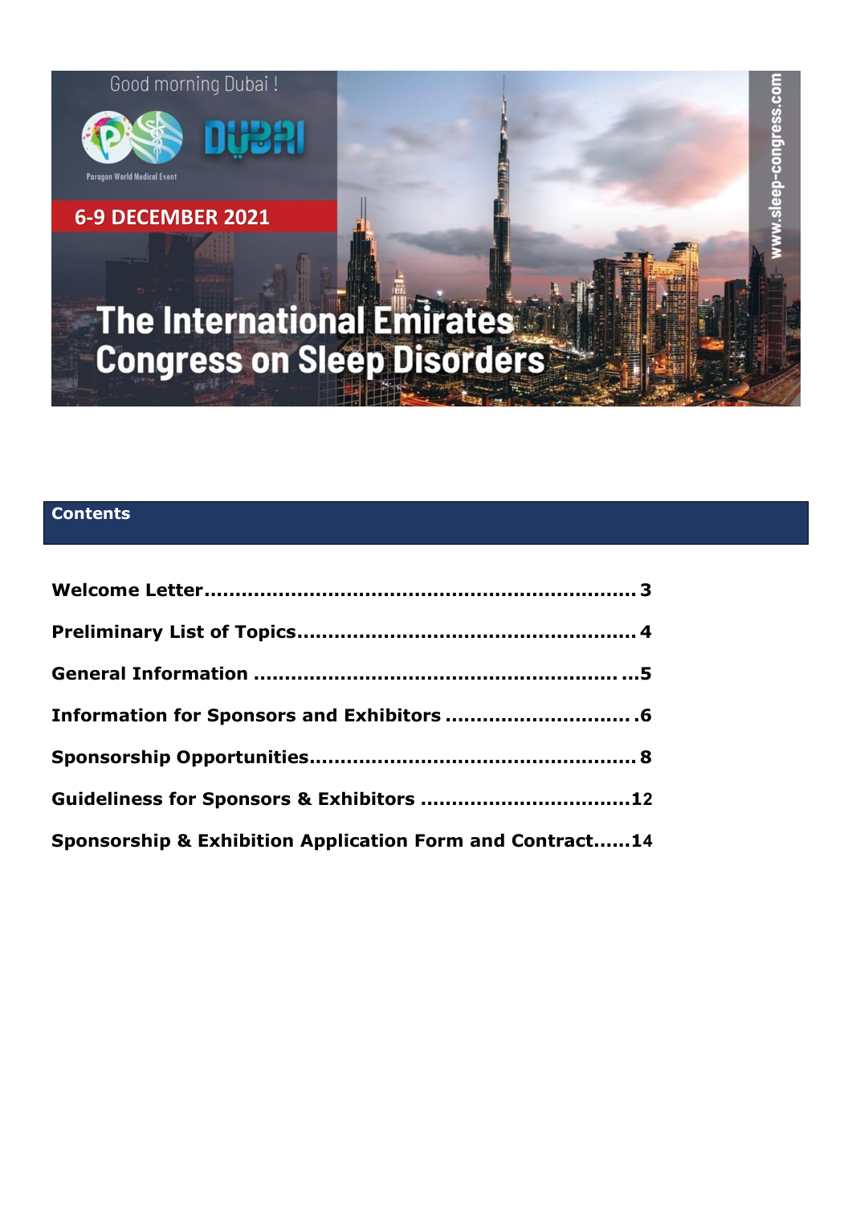Good morning Dubai !

Paragon World Medical Event

DUBAI

6-9 DECEMBER 2021

# The International Emirates Congress on Sleep Disorders

www.sleep-congress.com

## Contents

**Welcome Letter........................................................................ 3**

**Preliminary List of Topics....................................................... 4**

**General Information ......................................................... ...5**

**Information for Sponsors and Exhibitors ............................. .6**

**Sponsorship Opportunities.................................................... 8**

**Guideliness for Sponsors & Exhibitors .................................12**

**Sponsorship & Exhibition Application Form and Contract......14**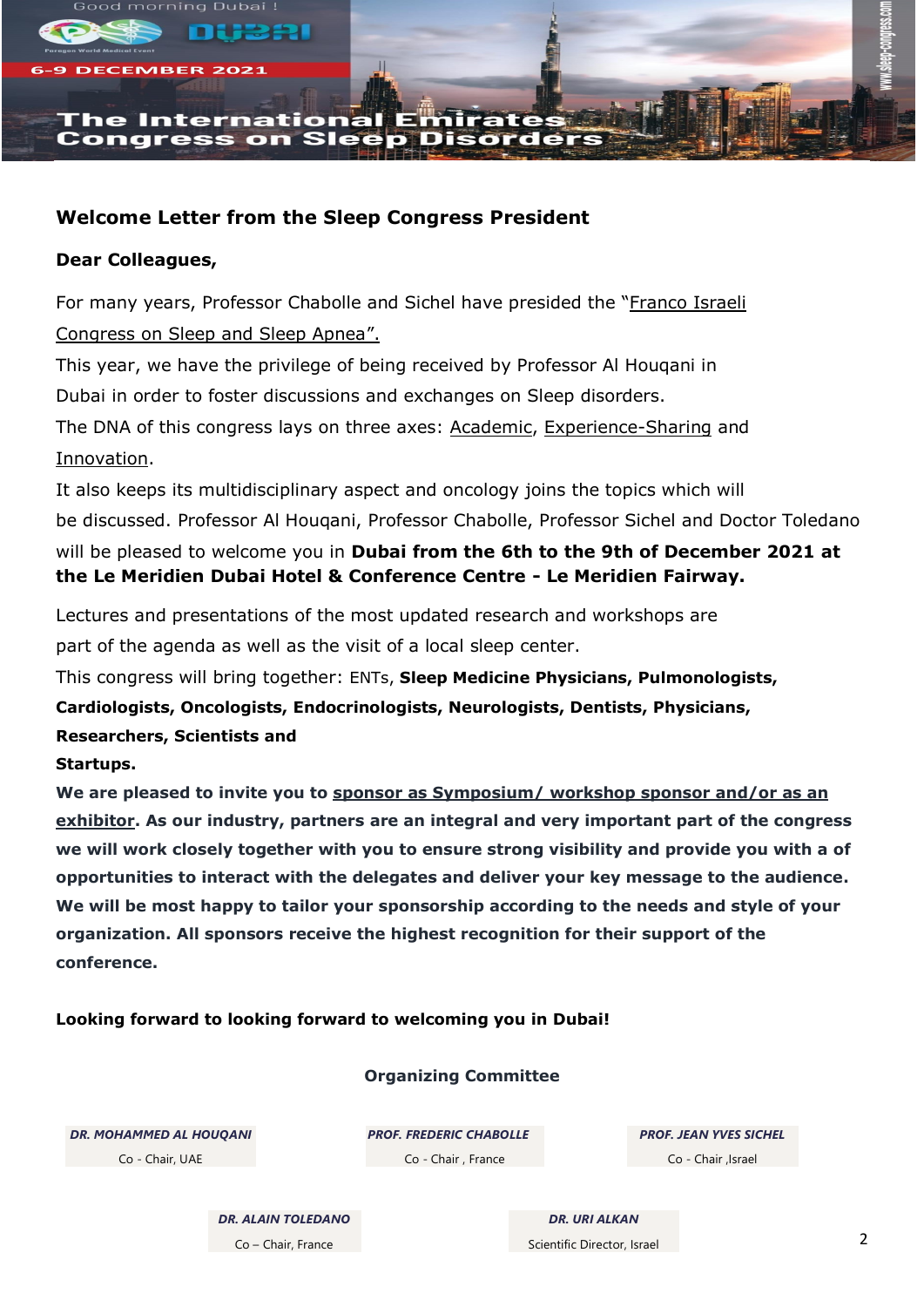Good morning Dubai !

6-9 DECEMBER 2021

# The International Emirates Congress on Sleep Disorders

## Welcome Letter from the Sleep Congress President

**Dear Colleagues,**

For many years, Professor Chabolle and Sichel have presided the "Franco Israeli Congress on Sleep and Sleep Apnea".
This year, we have the privilege of being received by Professor Al Houqani in Dubai in order to foster discussions and exchanges on Sleep disorders.
The DNA of this congress lays on three axes: Academic, Experience-Sharing and Innovation.
It also keeps its multidisciplinary aspect and oncology joins the topics which will be discussed. Professor Al Houqani, Professor Chabolle, Professor Sichel and Doctor Toledano will be pleased to welcome you in **Dubai from the 6th to the 9th of December 2021 at the Le Meridien Dubai Hotel & Conference Centre - Le Meridien Fairway.**

Lectures and presentations of the most updated research and workshops are part of the agenda as well as the visit of a local sleep center.
This congress will bring together: ENTs, **Sleep Medicine Physicians, Pulmonologists, Cardiologists, Oncologists, Endocrinologists, Neurologists, Dentists, Physicians, Researchers, Scientists and Startups.**

**We are pleased to invite you to sponsor as Symposium/ workshop sponsor and/or as an exhibitor. As our industry, partners are an integral and very important part of the congress we will work closely together with you to ensure strong visibility and provide you with a of opportunities to interact with the delegates and deliver your key message to the audience. We will be most happy to tailor your sponsorship according to the needs and style of your organization. All sponsors receive the highest recognition for their support of the conference.**

**Looking forward to looking forward to welcoming you in Dubai!**

**Organizing Committee**

***DR. MOHAMMED AL HOUQANI***
Co - Chair, UAE

***PROF. FREDERIC CHABOLLE***
Co - Chair , France

***PROF. JEAN YVES SICHEL***
Co - Chair ,Israel

***DR. ALAIN TOLEDANO***
Co – Chair, France

***DR. URI ALKAN***
Scientific Director, Israel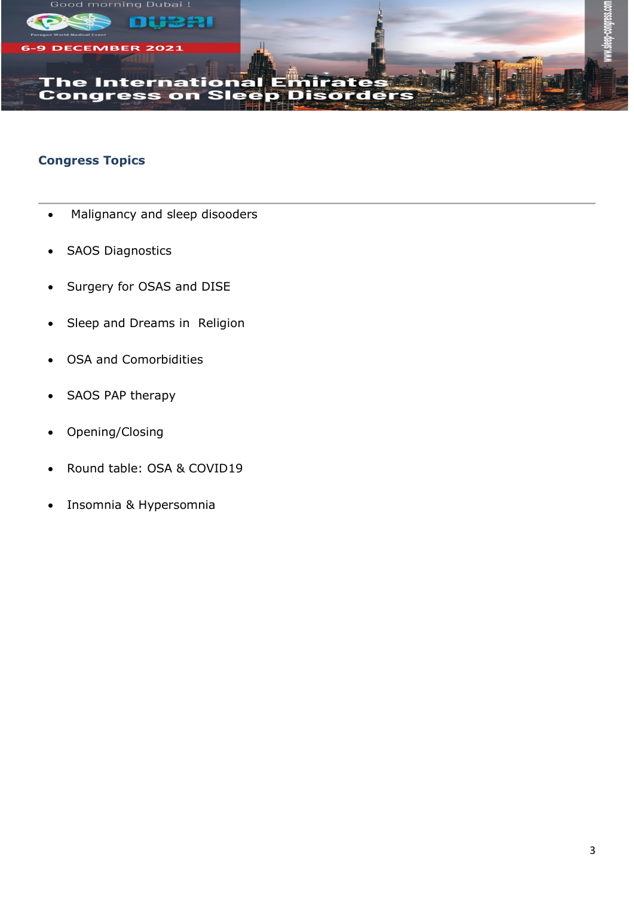## Congress Topics

---

- Malignancy and sleep disooders
- SAOS Diagnostics
- Surgery for OSAS and DISE
- Sleep and Dreams in  Religion
- OSA and Comorbidities
- SAOS PAP therapy
- Opening/Closing
- Round table: OSA & COVID19
- Insomnia & Hypersomnia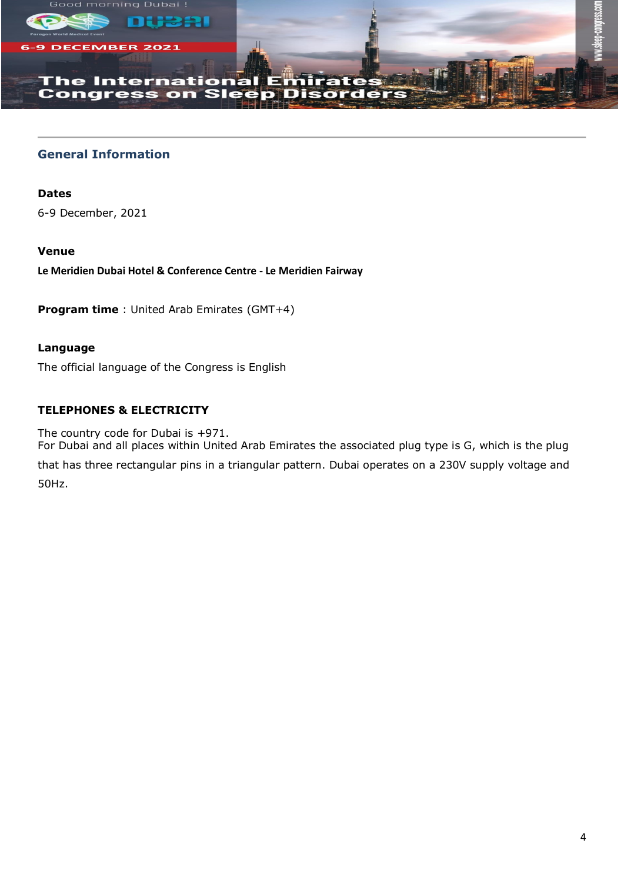## General Information

**Dates**

6-9 December, 2021

**Venue**

**Le Meridien Dubai Hotel & Conference Centre - Le Meridien Fairway**

**Program time** : United Arab Emirates (GMT+4)

**Language**

The official language of the Congress is English

**TELEPHONES & ELECTRICITY**

The country code for Dubai is +971.
For Dubai and all places within United Arab Emirates the associated plug type is G, which is the plug that has three rectangular pins in a triangular pattern. Dubai operates on a 230V supply voltage and 50Hz.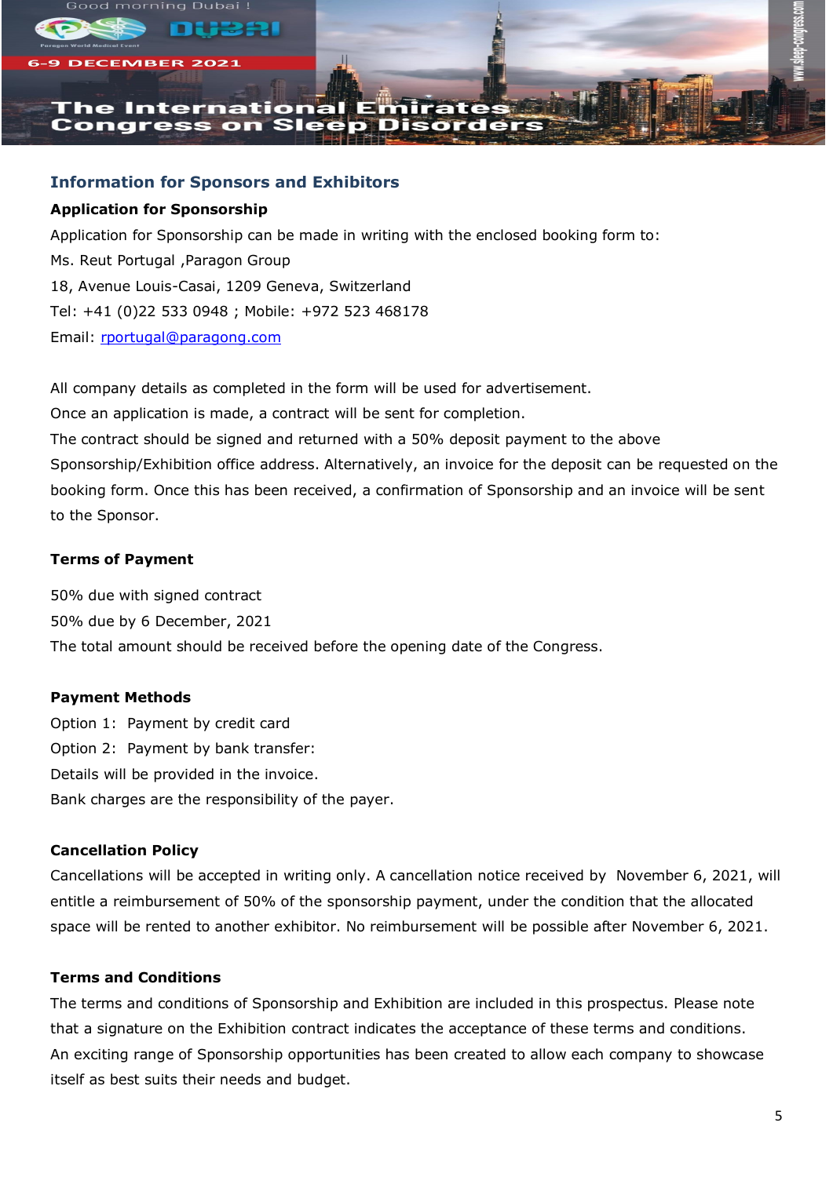## Information for Sponsors and Exhibitors

### Application for Sponsorship

Application for Sponsorship can be made in writing with the enclosed booking form to:
Ms. Reut Portugal ,Paragon Group
18, Avenue Louis-Casai, 1209 Geneva, Switzerland
Tel: +41 (0)22 533 0948 ; Mobile: +972 523 468178
Email: rportugal@paragong.com

All company details as completed in the form will be used for advertisement.
Once an application is made, a contract will be sent for completion.
The contract should be signed and returned with a 50% deposit payment to the above Sponsorship/Exhibition office address. Alternatively, an invoice for the deposit can be requested on the booking form. Once this has been received, a confirmation of Sponsorship and an invoice will be sent to the Sponsor.

### Terms of Payment

50% due with signed contract
50% due by 6 December, 2021
The total amount should be received before the opening date of the Congress.

### Payment Methods

Option 1: Payment by credit card
Option 2: Payment by bank transfer:
Details will be provided in the invoice.
Bank charges are the responsibility of the payer.

### Cancellation Policy

Cancellations will be accepted in writing only. A cancellation notice received by November 6, 2021, will entitle a reimbursement of 50% of the sponsorship payment, under the condition that the allocated space will be rented to another exhibitor. No reimbursement will be possible after November 6, 2021.

### Terms and Conditions

The terms and conditions of Sponsorship and Exhibition are included in this prospectus. Please note that a signature on the Exhibition contract indicates the acceptance of these terms and conditions.
An exciting range of Sponsorship opportunities has been created to allow each company to showcase itself as best suits their needs and budget.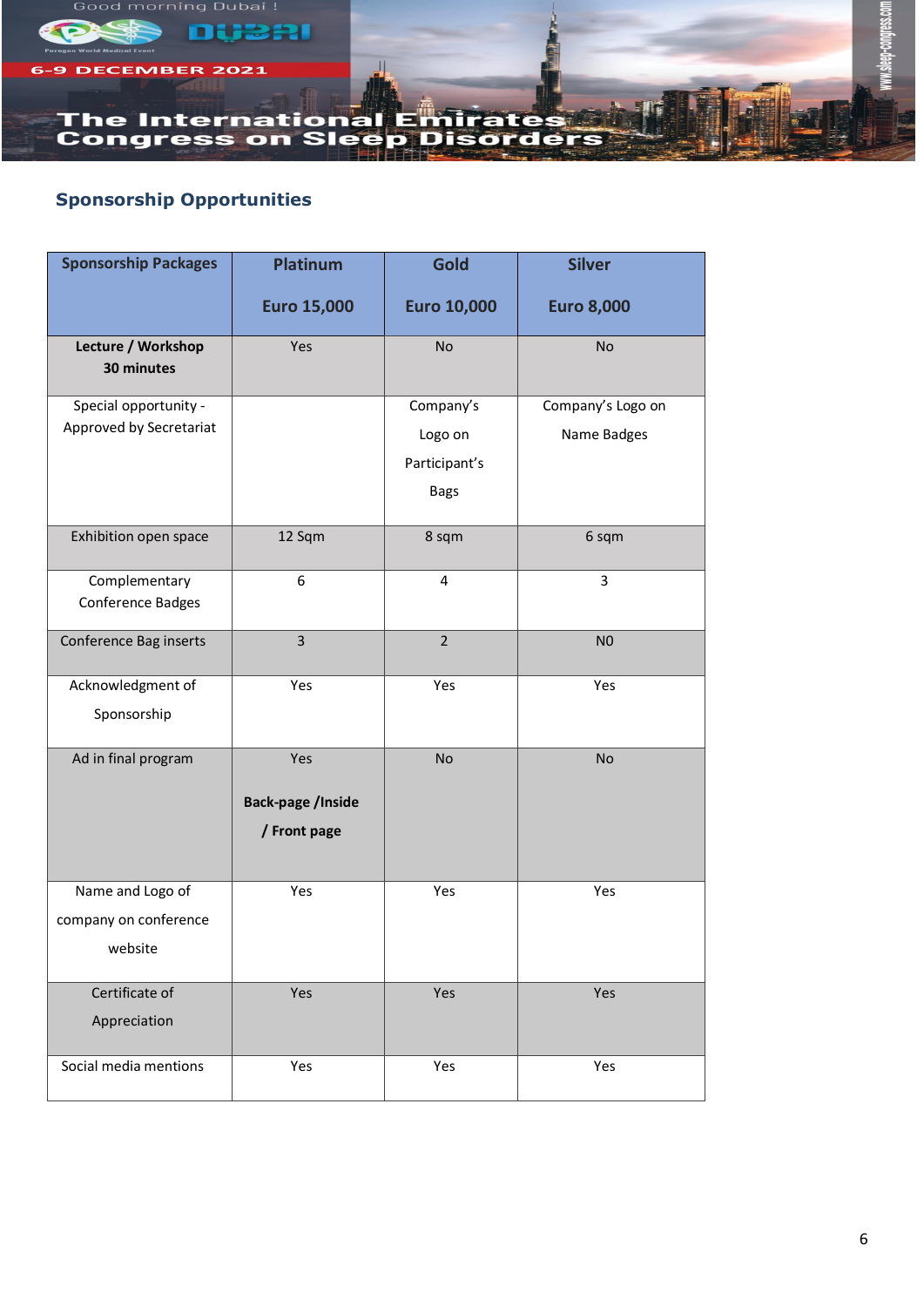## Sponsorship Opportunities

| Sponsorship Packages | Platinum<br>Euro 15,000 | Gold<br>Euro 10,000 | Silver<br>Euro 8,000 |
|---|---|---|---|
| **Lecture / Workshop 30 minutes** | Yes | No | No |
| Special opportunity - Approved by Secretariat | | Company's Logo on Participant's Bags | Company's Logo on Name Badges |
| Exhibition open space | 12 Sqm | 8 sqm | 6 sqm |
| Complementary Conference Badges | 6 | 4 | 3 |
| Conference Bag inserts | 3 | 2 | N0 |
| Acknowledgment of Sponsorship | Yes | Yes | Yes |
| Ad in final program | Yes<br>**Back-page /Inside / Front page** | No | No |
| Name and Logo of company on conference website | Yes | Yes | Yes |
| Certificate of Appreciation | Yes | Yes | Yes |
| Social media mentions | Yes | Yes | Yes |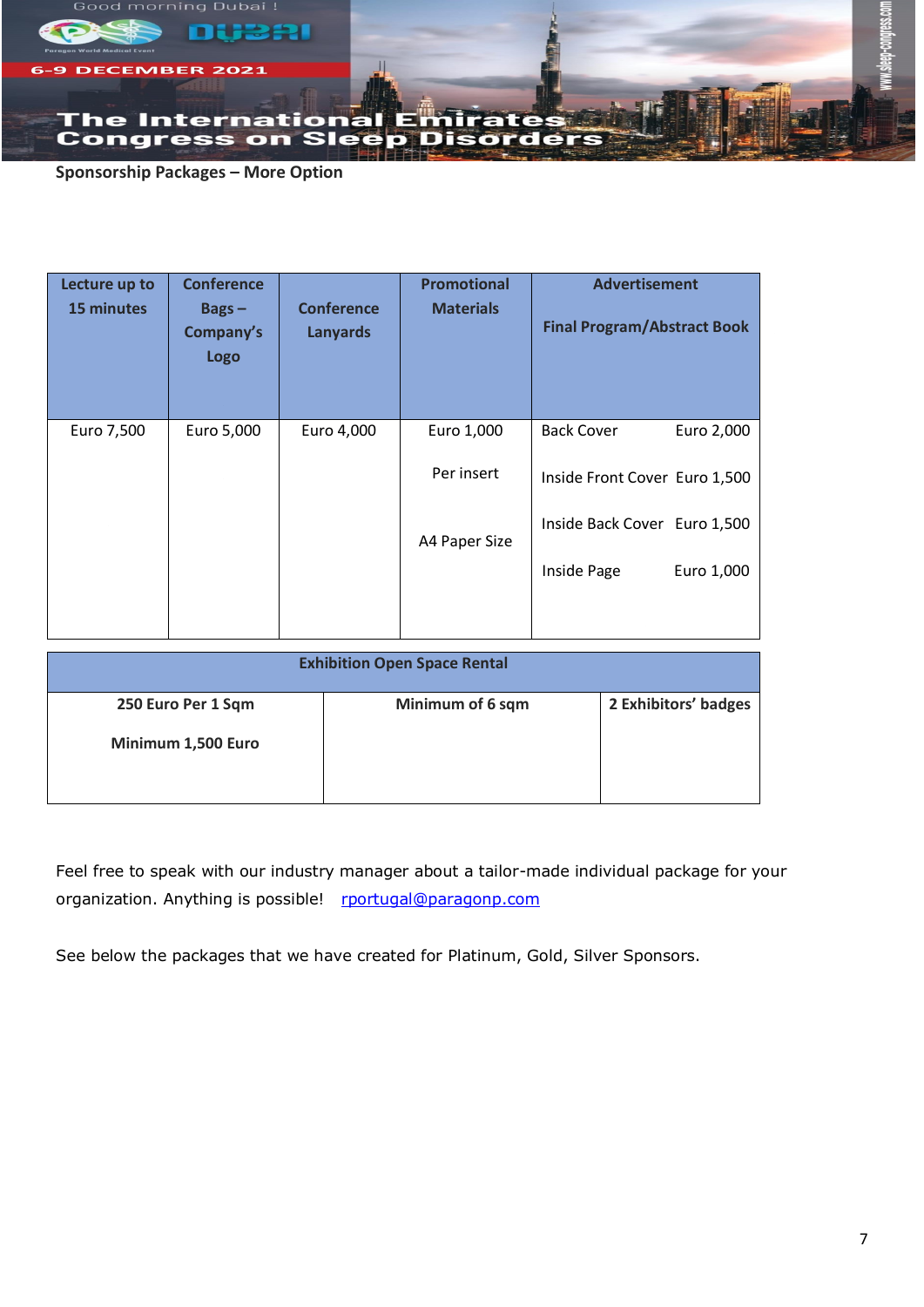## Sponsorship Packages – More Option

| Lecture up to 15 minutes | Conference Bags – Company's Logo | Conference Lanyards | Promotional Materials | Advertisement Final Program/Abstract Book |
|---|---|---|---|---|
| Euro 7,500 | Euro 5,000 | Euro 4,000 | Euro 1,000 Per insert A4 Paper Size | Back Cover Euro 2,000<br>Inside Front Cover Euro 1,500<br>Inside Back Cover Euro 1,500<br>Inside Page Euro 1,000 |

| Exhibition Open Space Rental | | |
|---|---|---|
| **250 Euro Per 1 Sqm**<br>**Minimum 1,500 Euro** | **Minimum of 6 sqm** | **2 Exhibitors' badges** |

Feel free to speak with our industry manager about a tailor-made individual package for your organization. Anything is possible! rportugal@paragonp.com

See below the packages that we have created for Platinum, Gold, Silver Sponsors.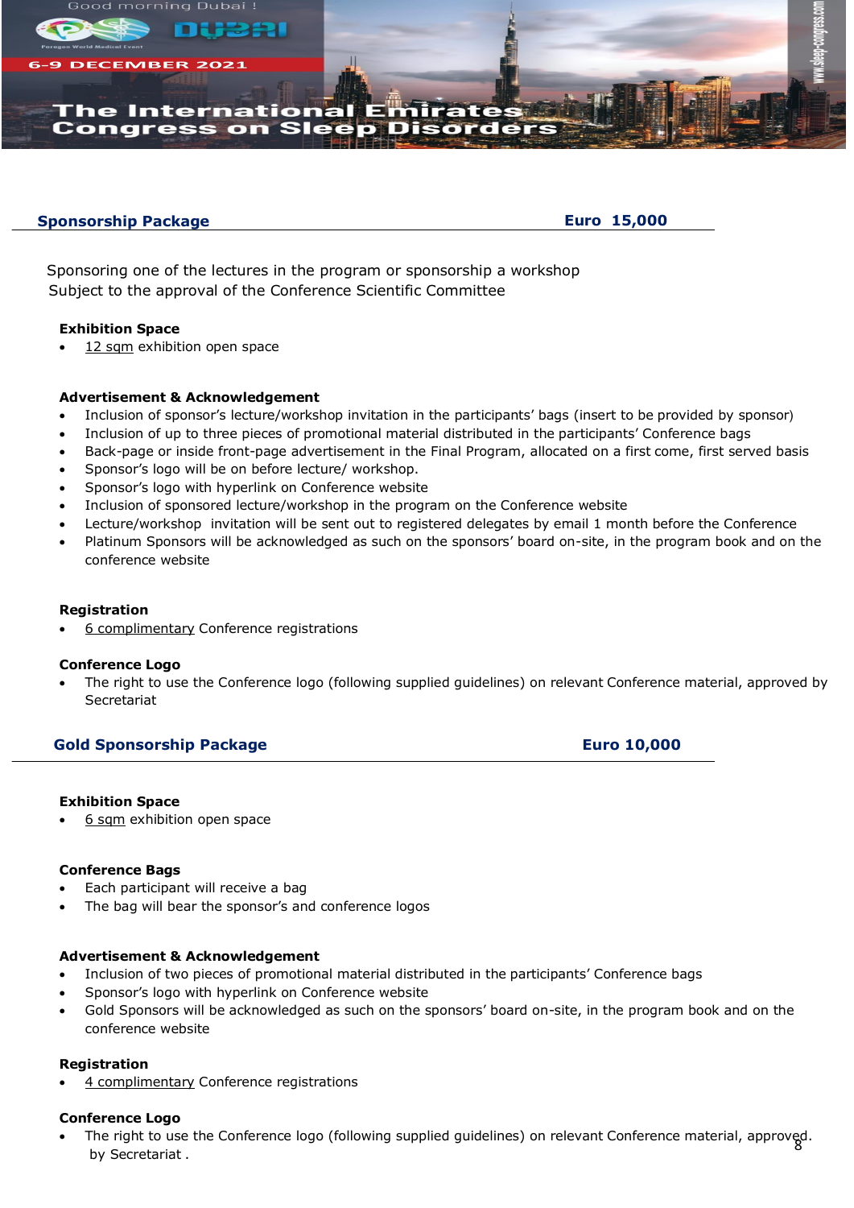## Sponsorship Package — Euro 15,000

Sponsoring one of the lectures in the program or sponsorship a workshop
Subject to the approval of the Conference Scientific Committee

**Exhibition Space**

- 12 sqm exhibition open space

**Advertisement & Acknowledgement**

- Inclusion of sponsor's lecture/workshop invitation in the participants' bags (insert to be provided by sponsor)
- Inclusion of up to three pieces of promotional material distributed in the participants' Conference bags
- Back-page or inside front-page advertisement in the Final Program, allocated on a first come, first served basis
- Sponsor's logo will be on before lecture/ workshop.
- Sponsor's logo with hyperlink on Conference website
- Inclusion of sponsored lecture/workshop in the program on the Conference website
- Lecture/workshop invitation will be sent out to registered delegates by email 1 month before the Conference
- Platinum Sponsors will be acknowledged as such on the sponsors' board on-site, in the program book and on the conference website

**Registration**

- 6 complimentary Conference registrations

**Conference Logo**

- The right to use the Conference logo (following supplied guidelines) on relevant Conference material, approved by Secretariat

## Gold Sponsorship Package — Euro 10,000

**Exhibition Space**

- 6 sqm exhibition open space

**Conference Bags**

- Each participant will receive a bag
- The bag will bear the sponsor's and conference logos

**Advertisement & Acknowledgement**

- Inclusion of two pieces of promotional material distributed in the participants' Conference bags
- Sponsor's logo with hyperlink on Conference website
- Gold Sponsors will be acknowledged as such on the sponsors' board on-site, in the program book and on the conference website

**Registration**

- 4 complimentary Conference registrations

**Conference Logo**

- The right to use the Conference logo (following supplied guidelines) on relevant Conference material, approved. by Secretariat .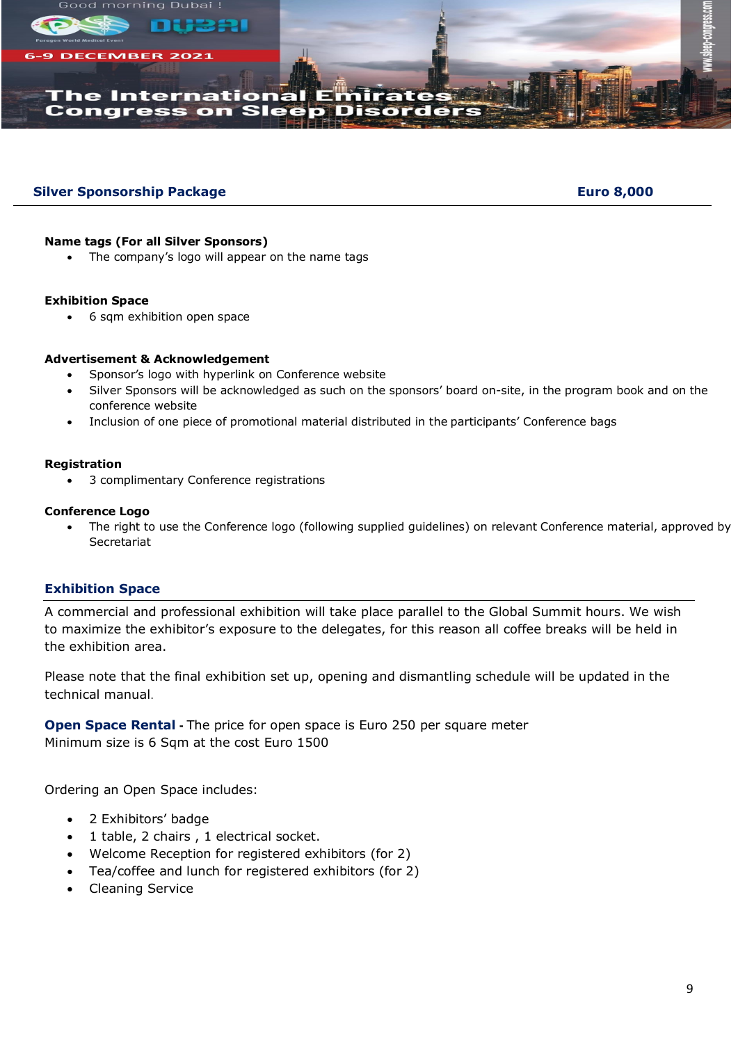## Silver Sponsorship Package — Euro 8,000

**Name tags (For all Silver Sponsors)**

- The company's logo will appear on the name tags

**Exhibition Space**

- 6 sqm exhibition open space

**Advertisement & Acknowledgement**

- Sponsor's logo with hyperlink on Conference website
- Silver Sponsors will be acknowledged as such on the sponsors' board on-site, in the program book and on the conference website
- Inclusion of one piece of promotional material distributed in the participants' Conference bags

**Registration**

- 3 complimentary Conference registrations

**Conference Logo**

- The right to use the Conference logo (following supplied guidelines) on relevant Conference material, approved by Secretariat

## Exhibition Space

A commercial and professional exhibition will take place parallel to the Global Summit hours. We wish to maximize the exhibitor's exposure to the delegates, for this reason all coffee breaks will be held in the exhibition area.

Please note that the final exhibition set up, opening and dismantling schedule will be updated in the technical manual.

**Open Space Rental** - The price for open space is Euro 250 per square meter
Minimum size is 6 Sqm at the cost Euro 1500

Ordering an Open Space includes:

- 2 Exhibitors' badge
- 1 table, 2 chairs , 1 electrical socket.
- Welcome Reception for registered exhibitors (for 2)
- Tea/coffee and lunch for registered exhibitors (for 2)
- Cleaning Service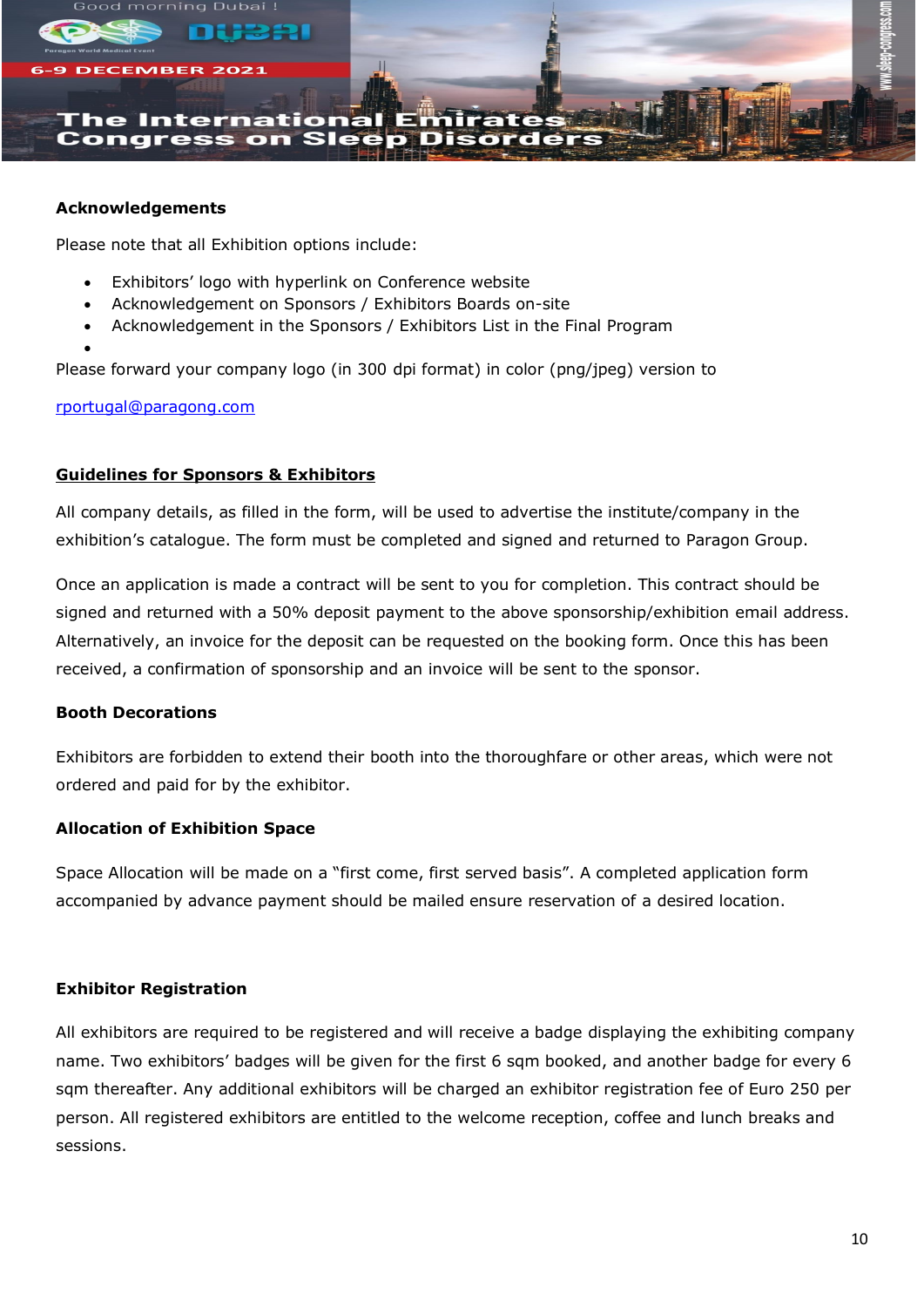**Acknowledgements**

Please note that all Exhibition options include:

- Exhibitors' logo with hyperlink on Conference website
- Acknowledgement on Sponsors / Exhibitors Boards on-site
- Acknowledgement in the Sponsors / Exhibitors List in the Final Program
-

Please forward your company logo (in 300 dpi format) in color (png/jpeg) version to

rportugal@paragong.com

**Guidelines for Sponsors & Exhibitors**

All company details, as filled in the form, will be used to advertise the institute/company in the exhibition's catalogue. The form must be completed and signed and returned to Paragon Group.

Once an application is made a contract will be sent to you for completion. This contract should be signed and returned with a 50% deposit payment to the above sponsorship/exhibition email address. Alternatively, an invoice for the deposit can be requested on the booking form. Once this has been received, a confirmation of sponsorship and an invoice will be sent to the sponsor.

**Booth Decorations**

Exhibitors are forbidden to extend their booth into the thoroughfare or other areas, which were not ordered and paid for by the exhibitor.

**Allocation of Exhibition Space**

Space Allocation will be made on a "first come, first served basis". A completed application form accompanied by advance payment should be mailed ensure reservation of a desired location.

**Exhibitor Registration**

All exhibitors are required to be registered and will receive a badge displaying the exhibiting company name. Two exhibitors' badges will be given for the first 6 sqm booked, and another badge for every 6 sqm thereafter. Any additional exhibitors will be charged an exhibitor registration fee of Euro 250 per person. All registered exhibitors are entitled to the welcome reception, coffee and lunch breaks and sessions.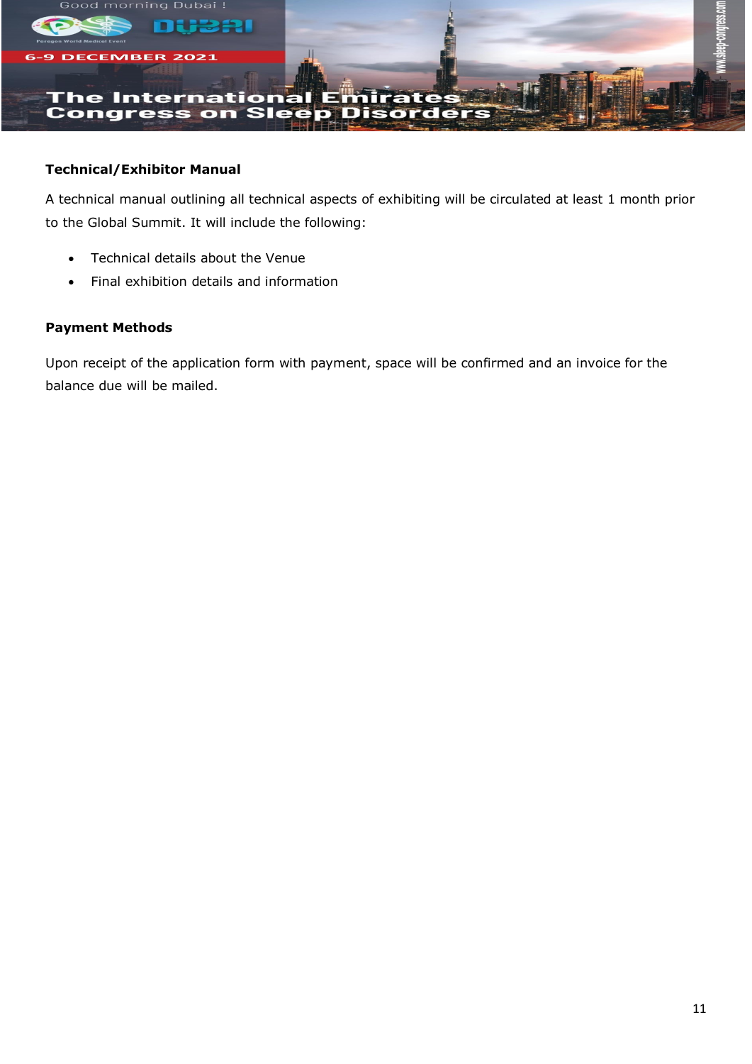**Technical/Exhibitor Manual**

A technical manual outlining all technical aspects of exhibiting will be circulated at least 1 month prior to the Global Summit. It will include the following:

- Technical details about the Venue
- Final exhibition details and information

**Payment Methods**

Upon receipt of the application form with payment, space will be confirmed and an invoice for the balance due will be mailed.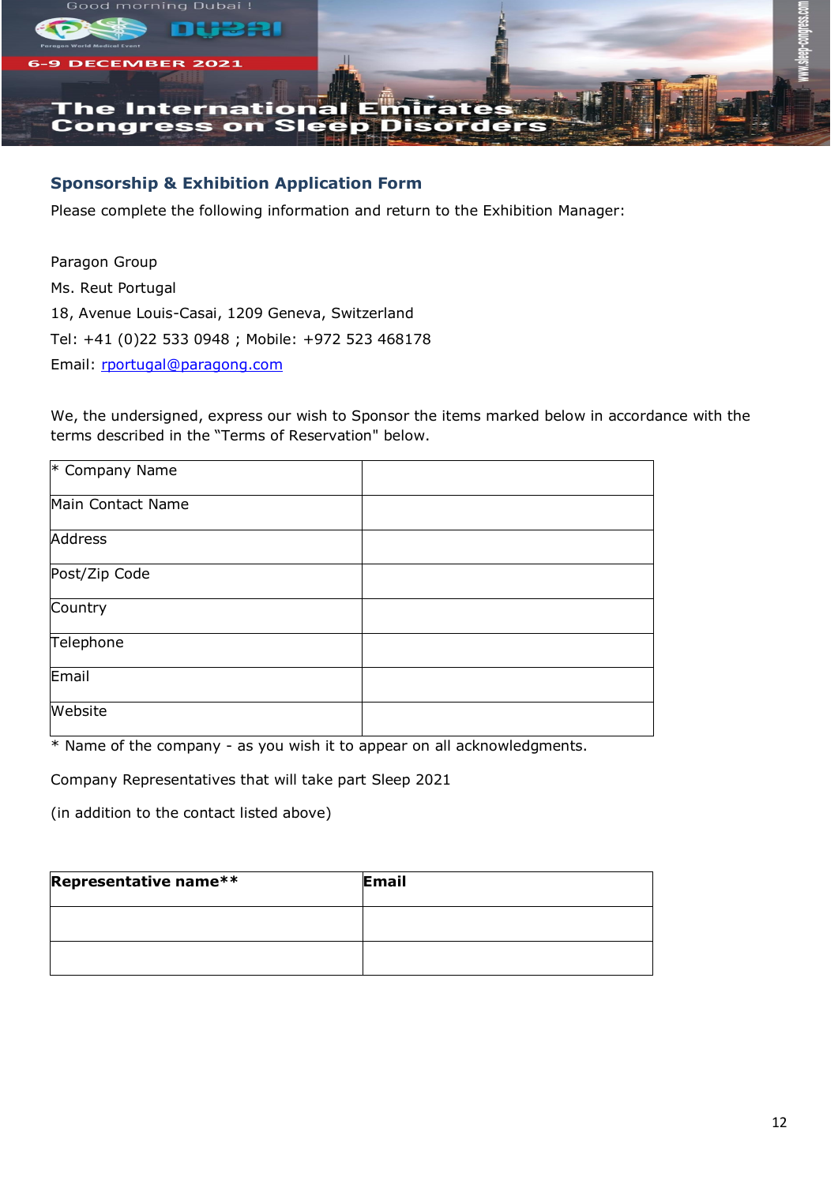## Sponsorship & Exhibition Application Form

Please complete the following information and return to the Exhibition Manager:

Paragon Group

Ms. Reut Portugal

18, Avenue Louis-Casai, 1209 Geneva, Switzerland

Tel: +41 (0)22 533 0948 ; Mobile: +972 523 468178

Email: rportugal@paragong.com

We, the undersigned, express our wish to Sponsor the items marked below in accordance with the terms described in the "Terms of Reservation" below.

| * Company Name | |
|---|---|
| Main Contact Name | |
| Address | |
| Post/Zip Code | |
| Country | |
| Telephone | |
| Email | |
| Website | |

* Name of the company - as you wish it to appear on all acknowledgments.

Company Representatives that will take part Sleep 2021

(in addition to the contact listed above)

| **Representative name**** | **Email** |
|---|---|
| | |
| | |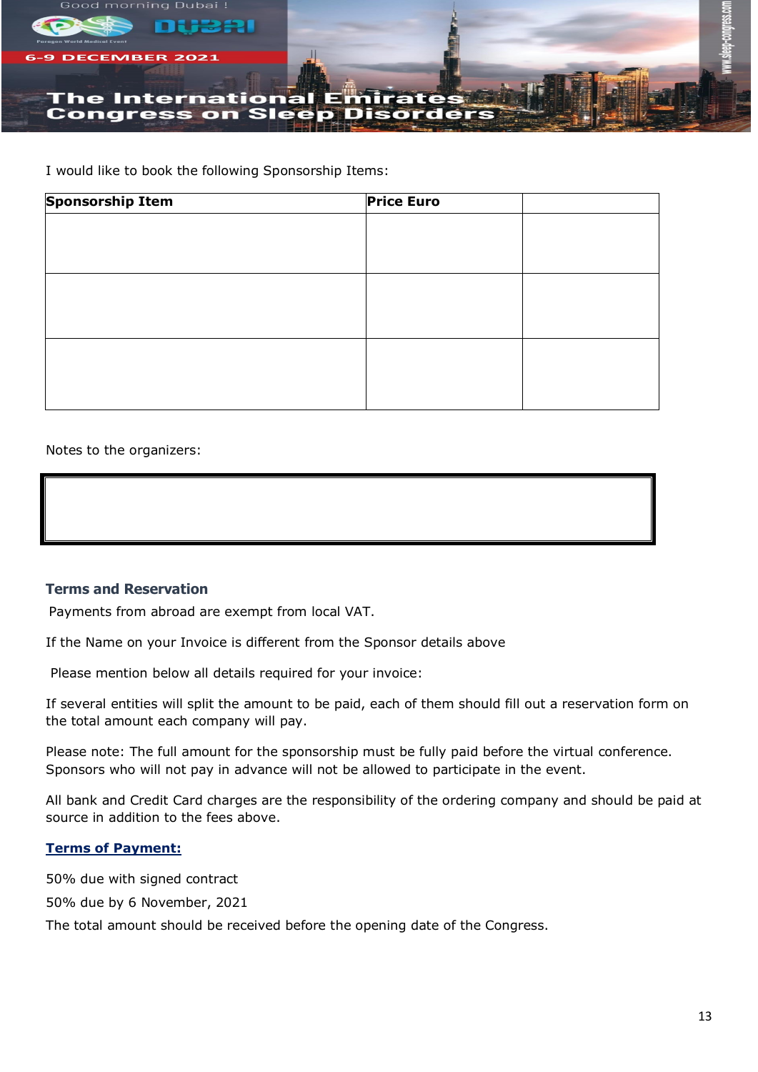I would like to book the following Sponsorship Items:

| Sponsorship Item | Price Euro | |
|---|---|---|
| | | |
| | | |
| | | |

Notes to the organizers:

| |
|---|
| |

### Terms and Reservation

Payments from abroad are exempt from local VAT.

If the Name on your Invoice is different from the Sponsor details above

Please mention below all details required for your invoice:

If several entities will split the amount to be paid, each of them should fill out a reservation form on the total amount each company will pay.

Please note: The full amount for the sponsorship must be fully paid before the virtual conference. Sponsors who will not pay in advance will not be allowed to participate in the event.

All bank and Credit Card charges are the responsibility of the ordering company and should be paid at source in addition to the fees above.

### Terms of Payment:

50% due with signed contract

50% due by 6 November, 2021

The total amount should be received before the opening date of the Congress.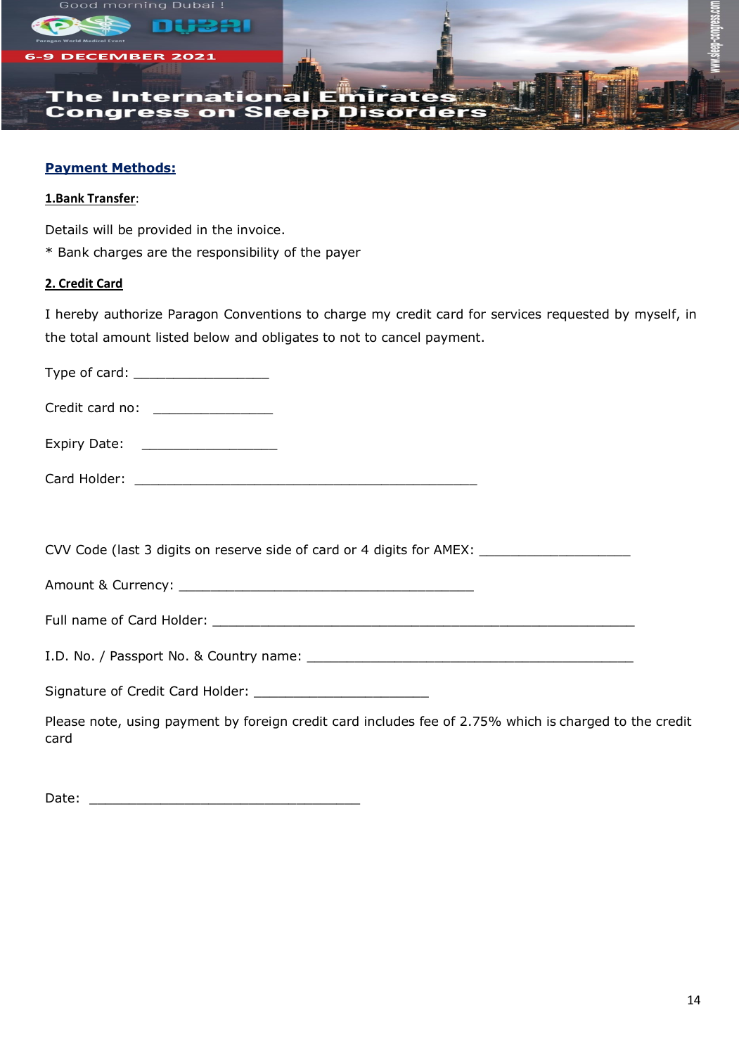## Payment Methods:

**1.Bank Transfer**:

Details will be provided in the invoice.

* Bank charges are the responsibility of the payer

**2. Credit Card**

I hereby authorize Paragon Conventions to charge my credit card for services requested by myself, in the total amount listed below and obligates to not to cancel payment.

Type of card: _________________

Credit card no: _______________

Expiry Date: _________________

Card Holder: ____________________________________________

CVV Code (last 3 digits on reserve side of card or 4 digits for AMEX: ___________________

Amount & Currency: _____________________________________

Full name of Card Holder: ______________________________________________________

I.D. No. / Passport No. & Country name: __________________________________________

Signature of Credit Card Holder: ______________________

Please note, using payment by foreign credit card includes fee of 2.75% which is charged to the credit card

Date: ___________________________________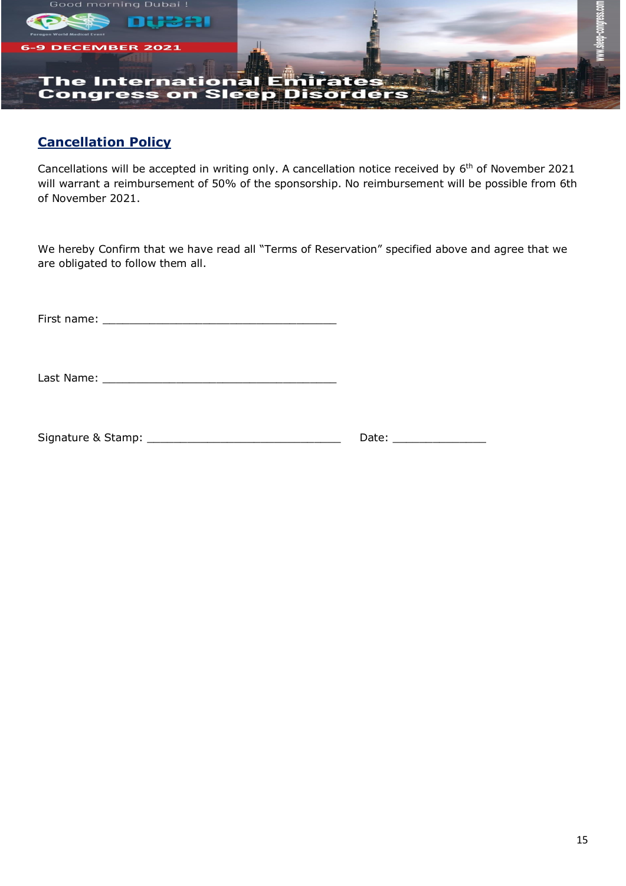## Cancellation Policy

Cancellations will be accepted in writing only. A cancellation notice received by 6[th] of November 2021 will warrant a reimbursement of 50% of the sponsorship. No reimbursement will be possible from 6th of November 2021.

We hereby Confirm that we have read all "Terms of Reservation" specified above and agree that we are obligated to follow them all.

First name: ____________________________________

Last Name: ____________________________________

Signature & Stamp: ______________________________ Date: ______________